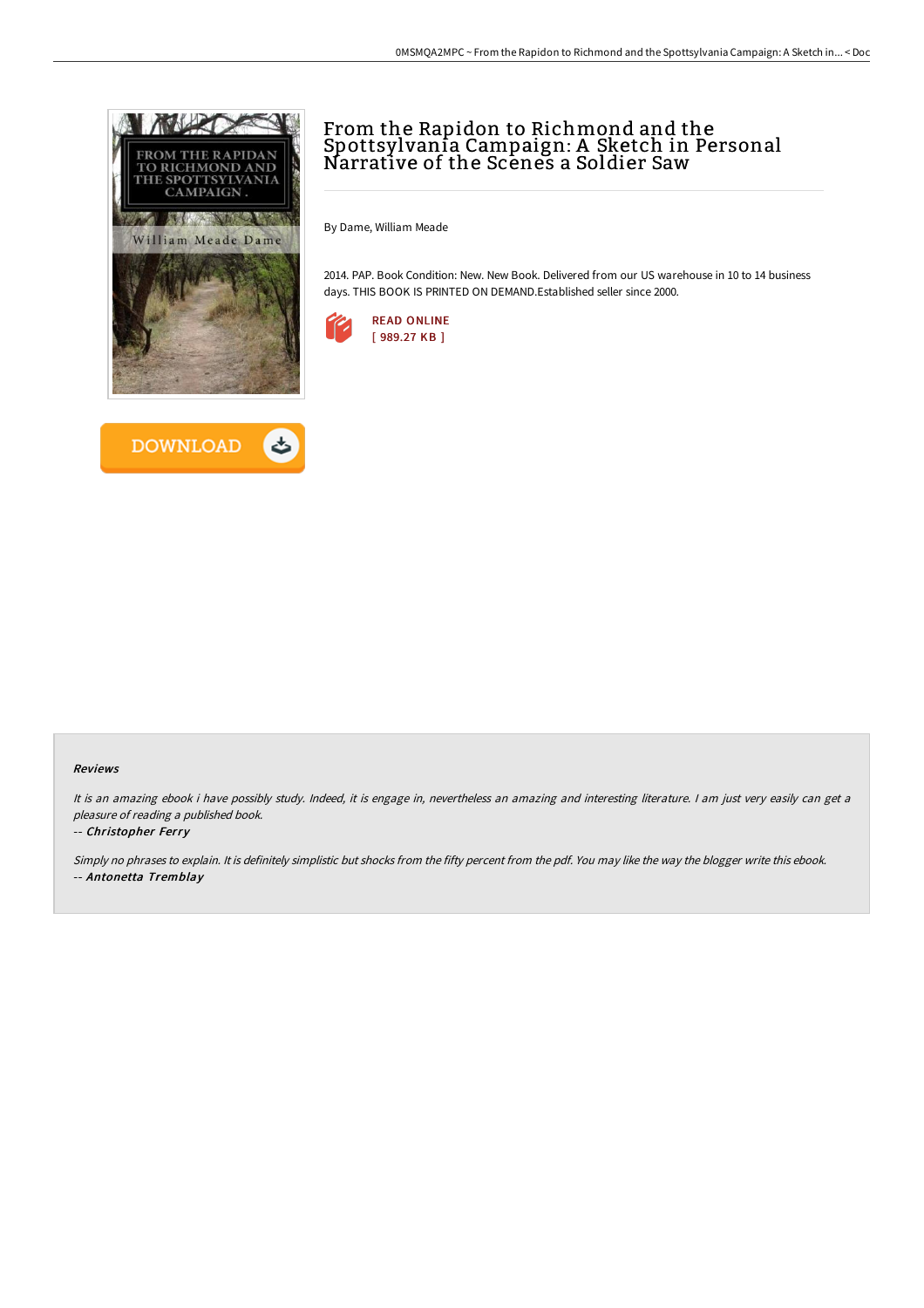# From the Rapidon to Richmond and the Spottsylvania Campaign: A Sketch in Personal Narrative of the Scenes a Soldier Saw

By Dame, William Meade

2014. PAP. Book Condition: New. New Book. Delivered from our US warehouse in 10 to 14 business days. THIS BOOK IS PRINTED ON DEMAND.Established seller since 2000.

READ ONLINE
[ 989.27 KB ]

DOWNLOAD

### Reviews

*It is an amazing ebook i have possibly study. Indeed, it is engage in, nevertheless an amazing and interesting literature. I am just very easily can get a pleasure of reading a published book.*

*-- **Christopher Ferry***

*Simply no phrases to explain. It is definitely simplistic but shocks from the fifty percent from the pdf. You may like the way the blogger write this ebook.*

*-- **Antonetta Tremblay***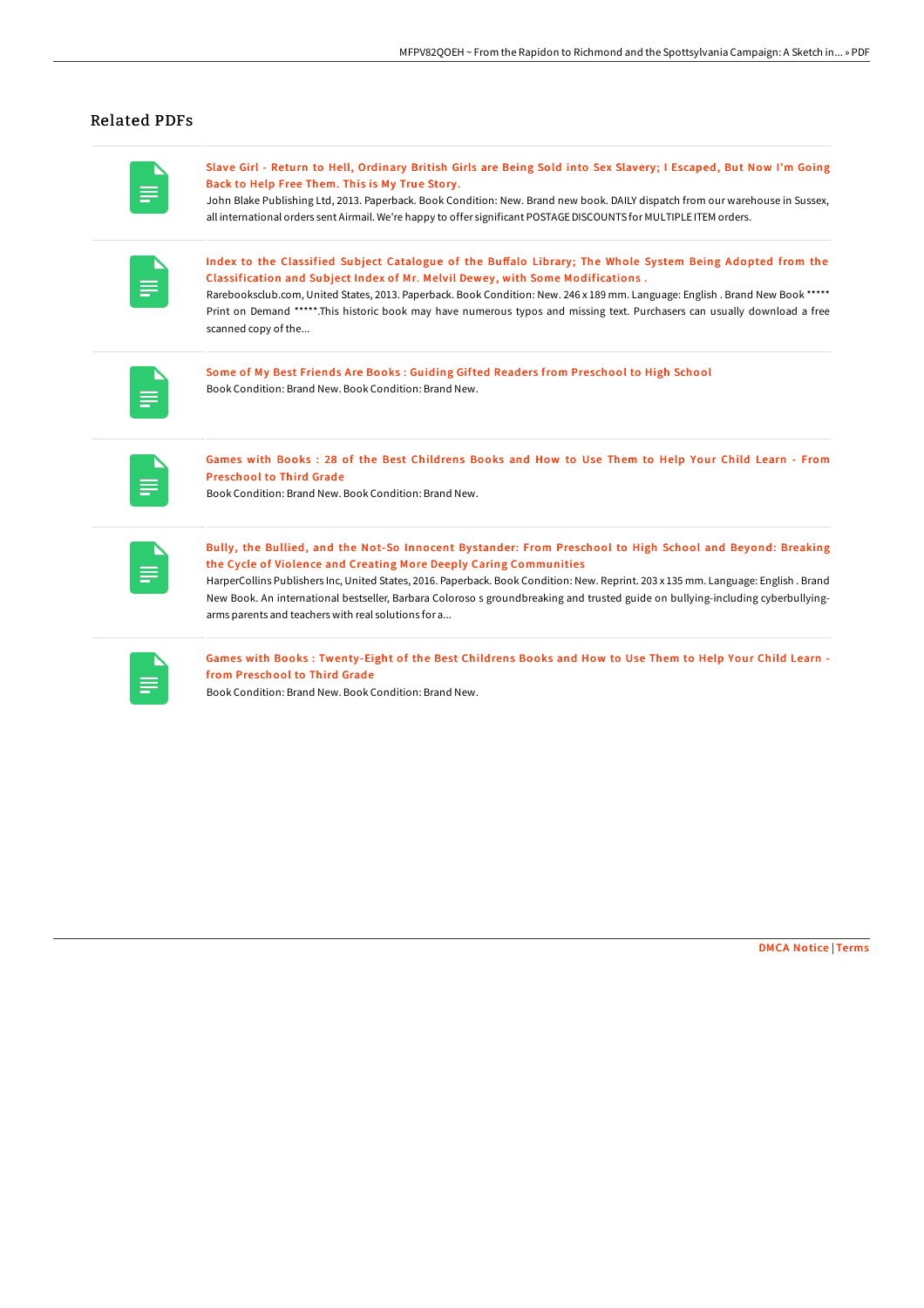## Related PDFs

**Slave Girl - Return to Hell, Ordinary British Girls are Being Sold into Sex Slavery; I Escaped, But Now I'm Going Back to Help Free Them. This is My True Story.**

John Blake Publishing Ltd, 2013. Paperback. Book Condition: New. Brand new book. DAILY dispatch from our warehouse in Sussex, all international orders sent Airmail. We're happy to offer significant POSTAGE DISCOUNTS for MULTIPLE ITEM orders.

**Index to the Classified Subject Catalogue of the Buffalo Library; The Whole System Being Adopted from the Classification and Subject Index of Mr. Melvil Dewey, with Some Modifications .**

Rarebooksclub.com, United States, 2013. Paperback. Book Condition: New. 246 x 189 mm. Language: English . Brand New Book ***** Print on Demand *****.This historic book may have numerous typos and missing text. Purchasers can usually download a free scanned copy of the...

**Some of My Best Friends Are Books : Guiding Gifted Readers from Preschool to High School**

Book Condition: Brand New. Book Condition: Brand New.

**Games with Books : 28 of the Best Childrens Books and How to Use Them to Help Your Child Learn - From Preschool to Third Grade**

Book Condition: Brand New. Book Condition: Brand New.

**Bully, the Bullied, and the Not-So Innocent Bystander: From Preschool to High School and Beyond: Breaking the Cycle of Violence and Creating More Deeply Caring Communities**

HarperCollins Publishers Inc, United States, 2016. Paperback. Book Condition: New. Reprint. 203 x 135 mm. Language: English . Brand New Book. An international bestseller, Barbara Coloroso s groundbreaking and trusted guide on bullying-including cyberbullying-arms parents and teachers with real solutions for a...

**Games with Books : Twenty-Eight of the Best Childrens Books and How to Use Them to Help Your Child Learn - from Preschool to Third Grade**

Book Condition: Brand New. Book Condition: Brand New.